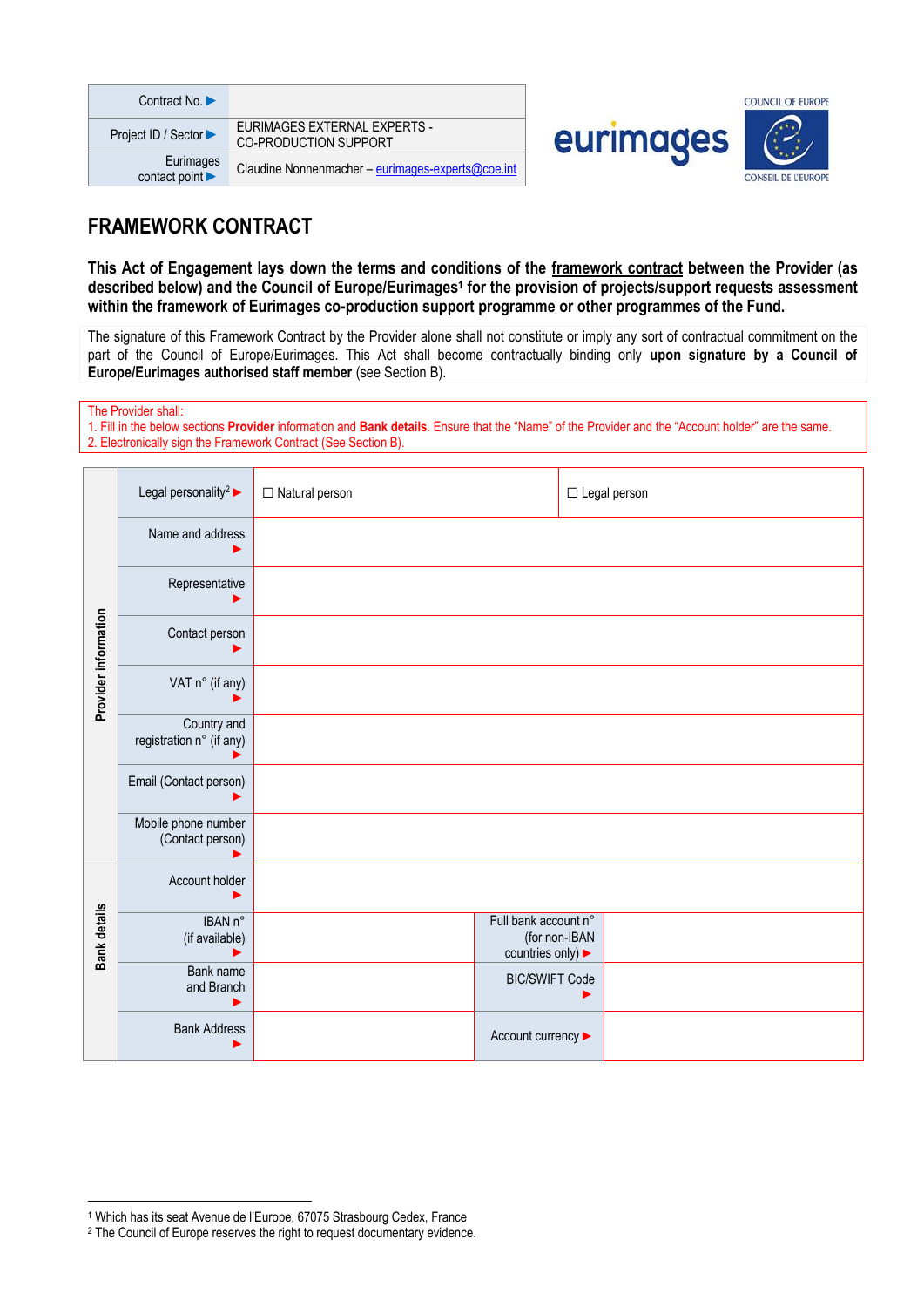| Contract No. ▶ | |
|---|---|
| Project ID / Sector ▶ | EURIMAGES EXTERNAL EXPERTS - CO-PRODUCTION SUPPORT |
| Eurimages contact point ▶ | Claudine Nonnenmacher – eurimages-experts@coe.int |

eurimages — COUNCIL OF EUROPE / CONSEIL DE L'EUROPE

# FRAMEWORK CONTRACT

**This Act of Engagement lays down the terms and conditions of the framework contract between the Provider (as described below) and the Council of Europe/Eurimages[1] for the provision of projects/support requests assessment within the framework of Eurimages co-production support programme or other programmes of the Fund.**

The signature of this Framework Contract by the Provider alone shall not constitute or imply any sort of contractual commitment on the part of the Council of Europe/Eurimages. This Act shall become contractually binding only **upon signature by a Council of Europe/Eurimages authorised staff member** (see Section B).

The Provider shall:
1. Fill in the below sections **Provider** information and **Bank details**. Ensure that the "Name" of the Provider and the "Account holder" are the same.
2. Electronically sign the Framework Contract (See Section B).

| | | | | |
|---|---|---|---|---|
| Provider information | Legal personality[2] ▶ | ☐ Natural person | | ☐ Legal person |
| | Name and address ▶ | | | |
| | Representative ▶ | | | |
| | Contact person ▶ | | | |
| | VAT n° (if any) ▶ | | | |
| | Country and registration n° (if any) ▶ | | | |
| | Email (Contact person) ▶ | | | |
| | Mobile phone number (Contact person) ▶ | | | |
| Bank details | Account holder ▶ | | | |
| | IBAN n° (if available) ▶ | | Full bank account n° (for non-IBAN countries only) ▶ | |
| | Bank name and Branch ▶ | | BIC/SWIFT Code ▶ | |
| | Bank Address ▶ | | Account currency ▶ | |

[1] Which has its seat Avenue de l'Europe, 67075 Strasbourg Cedex, France
[2] The Council of Europe reserves the right to request documentary evidence.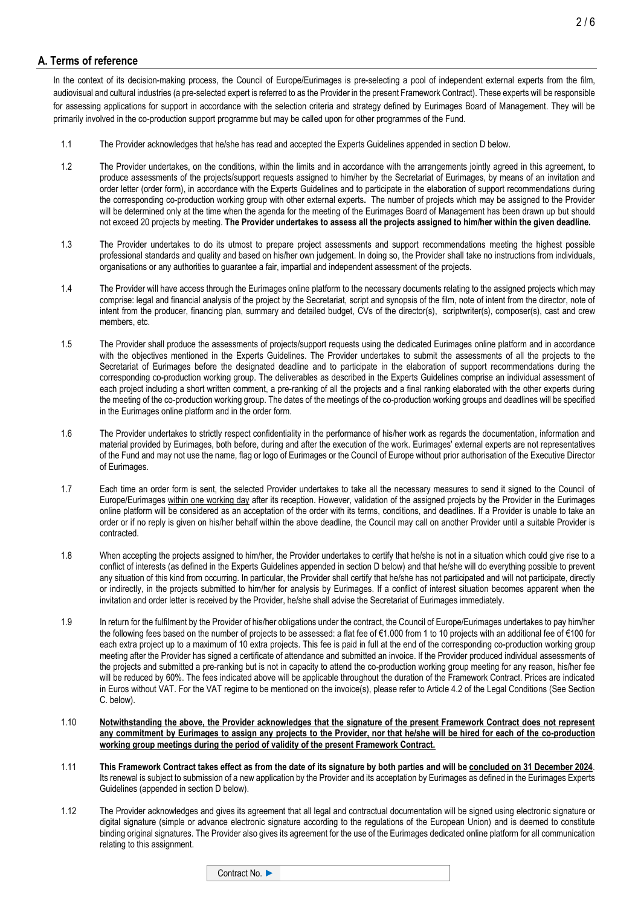## A. Terms of reference

In the context of its decision-making process, the Council of Europe/Eurimages is pre-selecting a pool of independent external experts from the film, audiovisual and cultural industries (a pre-selected expert is referred to as the Provider in the present Framework Contract). These experts will be responsible for assessing applications for support in accordance with the selection criteria and strategy defined by Eurimages Board of Management. They will be primarily involved in the co-production support programme but may be called upon for other programmes of the Fund.

1.1 The Provider acknowledges that he/she has read and accepted the Experts Guidelines appended in section D below.

1.2 The Provider undertakes, on the conditions, within the limits and in accordance with the arrangements jointly agreed in this agreement, to produce assessments of the projects/support requests assigned to him/her by the Secretariat of Eurimages, by means of an invitation and order letter (order form), in accordance with the Experts Guidelines and to participate in the elaboration of support recommendations during the corresponding co-production working group with other external experts**.** The number of projects which may be assigned to the Provider will be determined only at the time when the agenda for the meeting of the Eurimages Board of Management has been drawn up but should not exceed 20 projects by meeting. **The Provider undertakes to assess all the projects assigned to him/her within the given deadline.**

1.3 The Provider undertakes to do its utmost to prepare project assessments and support recommendations meeting the highest possible professional standards and quality and based on his/her own judgement. In doing so, the Provider shall take no instructions from individuals, organisations or any authorities to guarantee a fair, impartial and independent assessment of the projects.

1.4 The Provider will have access through the Eurimages online platform to the necessary documents relating to the assigned projects which may comprise: legal and financial analysis of the project by the Secretariat, script and synopsis of the film, note of intent from the director, note of intent from the producer, financing plan, summary and detailed budget, CVs of the director(s), scriptwriter(s), composer(s), cast and crew members, etc.

1.5 The Provider shall produce the assessments of projects/support requests using the dedicated Eurimages online platform and in accordance with the objectives mentioned in the Experts Guidelines. The Provider undertakes to submit the assessments of all the projects to the Secretariat of Eurimages before the designated deadline and to participate in the elaboration of support recommendations during the corresponding co-production working group. The deliverables as described in the Experts Guidelines comprise an individual assessment of each project including a short written comment, a pre-ranking of all the projects and a final ranking elaborated with the other experts during the meeting of the co-production working group. The dates of the meetings of the co-production working groups and deadlines will be specified in the Eurimages online platform and in the order form.

1.6 The Provider undertakes to strictly respect confidentiality in the performance of his/her work as regards the documentation, information and material provided by Eurimages, both before, during and after the execution of the work. Eurimages' external experts are not representatives of the Fund and may not use the name, flag or logo of Eurimages or the Council of Europe without prior authorisation of the Executive Director of Eurimages.

1.7 Each time an order form is sent, the selected Provider undertakes to take all the necessary measures to send it signed to the Council of Europe/Eurimages <u>within one working day</u> after its reception. However, validation of the assigned projects by the Provider in the Eurimages online platform will be considered as an acceptation of the order with its terms, conditions, and deadlines. If a Provider is unable to take an order or if no reply is given on his/her behalf within the above deadline, the Council may call on another Provider until a suitable Provider is contracted.

1.8 When accepting the projects assigned to him/her, the Provider undertakes to certify that he/she is not in a situation which could give rise to a conflict of interests (as defined in the Experts Guidelines appended in section D below) and that he/she will do everything possible to prevent any situation of this kind from occurring. In particular, the Provider shall certify that he/she has not participated and will not participate, directly or indirectly, in the projects submitted to him/her for analysis by Eurimages. If a conflict of interest situation becomes apparent when the invitation and order letter is received by the Provider, he/she shall advise the Secretariat of Eurimages immediately.

1.9 In return for the fulfilment by the Provider of his/her obligations under the contract, the Council of Europe/Eurimages undertakes to pay him/her the following fees based on the number of projects to be assessed: a flat fee of €1.000 from 1 to 10 projects with an additional fee of €100 for each extra project up to a maximum of 10 extra projects. This fee is paid in full at the end of the corresponding co-production working group meeting after the Provider has signed a certificate of attendance and submitted an invoice. If the Provider produced individual assessments of the projects and submitted a pre-ranking but is not in capacity to attend the co-production working group meeting for any reason, his/her fee will be reduced by 60%. The fees indicated above will be applicable throughout the duration of the Framework Contract. Prices are indicated in Euros without VAT. For the VAT regime to be mentioned on the invoice(s), please refer to Article 4.2 of the Legal Conditions (See Section C. below).

1.10 **<u>Notwithstanding the above, the Provider acknowledges that the signature of the present Framework Contract does not represent any commitment by Eurimages to assign any projects to the Provider, nor that he/she will be hired for each of the co-production working group meetings during the period of validity of the present Framework Contract.</u>**

1.11 **This Framework Contract takes effect as from the date of its signature by both parties and will be <u>concluded on 31 December 2024</u>**. Its renewal is subject to submission of a new application by the Provider and its acceptation by Eurimages as defined in the Eurimages Experts Guidelines (appended in section D below).

1.12 The Provider acknowledges and gives its agreement that all legal and contractual documentation will be signed using electronic signature or digital signature (simple or advance electronic signature according to the regulations of the European Union) and is deemed to constitute binding original signatures. The Provider also gives its agreement for the use of the Eurimages dedicated online platform for all communication relating to this assignment.

Contract No. ►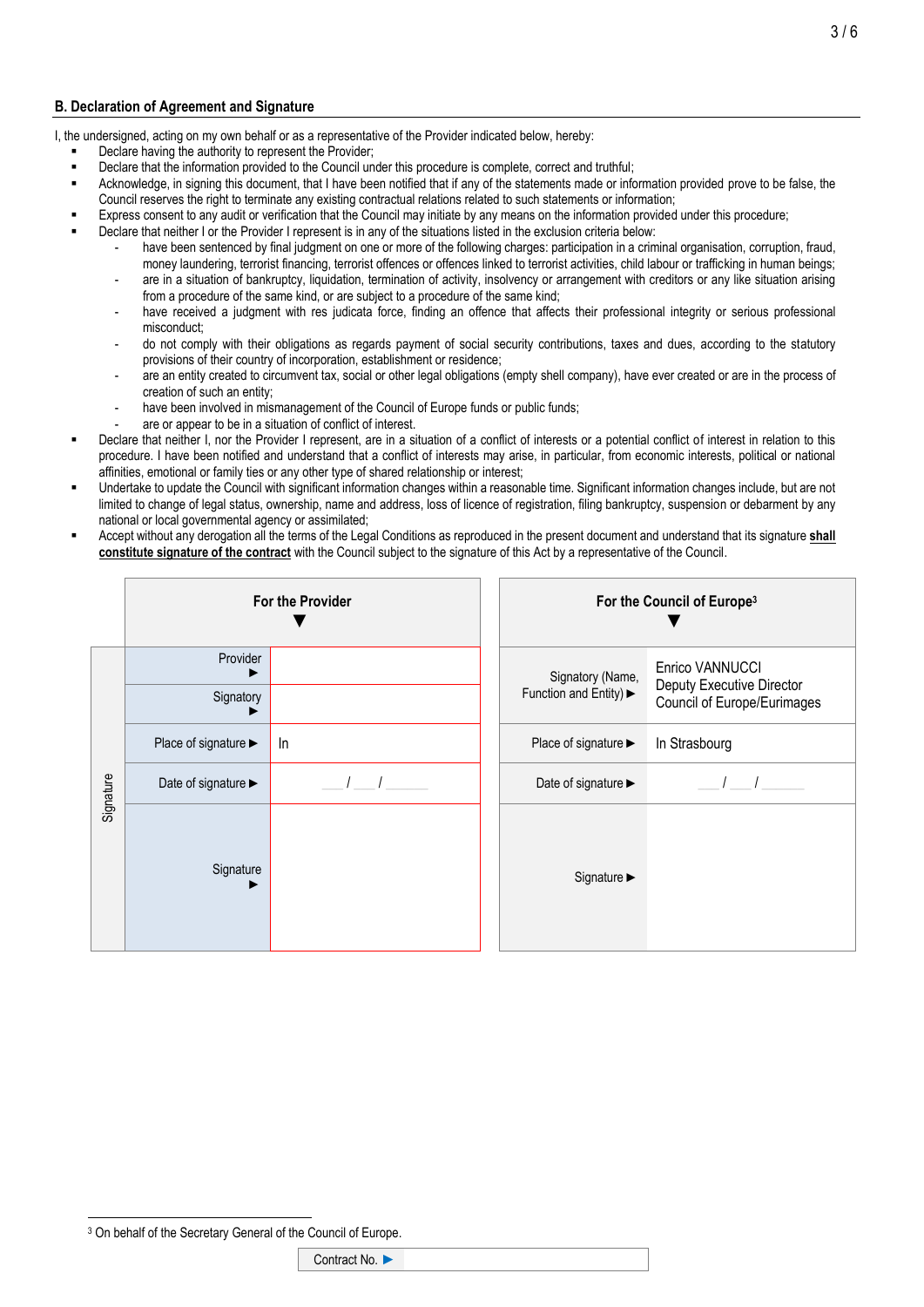## B. Declaration of Agreement and Signature

I, the undersigned, acting on my own behalf or as a representative of the Provider indicated below, hereby:

- Declare having the authority to represent the Provider;
- Declare that the information provided to the Council under this procedure is complete, correct and truthful;
- Acknowledge, in signing this document, that I have been notified that if any of the statements made or information provided prove to be false, the Council reserves the right to terminate any existing contractual relations related to such statements or information;
- Express consent to any audit or verification that the Council may initiate by any means on the information provided under this procedure;
- Declare that neither I or the Provider I represent is in any of the situations listed in the exclusion criteria below:
  - have been sentenced by final judgment on one or more of the following charges: participation in a criminal organisation, corruption, fraud, money laundering, terrorist financing, terrorist offences or offences linked to terrorist activities, child labour or trafficking in human beings;
  - are in a situation of bankruptcy, liquidation, termination of activity, insolvency or arrangement with creditors or any like situation arising from a procedure of the same kind, or are subject to a procedure of the same kind;
  - have received a judgment with res judicata force, finding an offence that affects their professional integrity or serious professional misconduct;
  - do not comply with their obligations as regards payment of social security contributions, taxes and dues, according to the statutory provisions of their country of incorporation, establishment or residence;
  - are an entity created to circumvent tax, social or other legal obligations (empty shell company), have ever created or are in the process of creation of such an entity;
  - have been involved in mismanagement of the Council of Europe funds or public funds;
  - are or appear to be in a situation of conflict of interest.
- Declare that neither I, nor the Provider I represent, are in a situation of a conflict of interests or a potential conflict of interest in relation to this procedure. I have been notified and understand that a conflict of interests may arise, in particular, from economic interests, political or national affinities, emotional or family ties or any other type of shared relationship or interest;
- Undertake to update the Council with significant information changes within a reasonable time. Significant information changes include, but are not limited to change of legal status, ownership, name and address, loss of licence of registration, filing bankruptcy, suspension or debarment by any national or local governmental agency or assimilated;
- Accept without any derogation all the terms of the Legal Conditions as reproduced in the present document and understand that its signature **shall constitute signature of the contract** with the Council subject to the signature of this Act by a representative of the Council.

| Signature | For the Provider ▼ | | For the Council of Europe[3] ▼ | |
|---|---|---|---|---|
| | Provider ▶ | | Signatory (Name, Function and Entity) ▶ | Enrico VANNUCCI<br>Deputy Executive Director<br>Council of Europe/Eurimages |
| | Signatory ▶ | | | |
| | Place of signature ▶ | In | Place of signature ▶ | In Strasbourg |
| | Date of signature ▶ | ___ / ___ / ______ | Date of signature ▶ | ___ / ___ / ______ |
| | Signature ▶ | | Signature ▶ | |

[3] On behalf of the Secretary General of the Council of Europe.

Contract No. ▶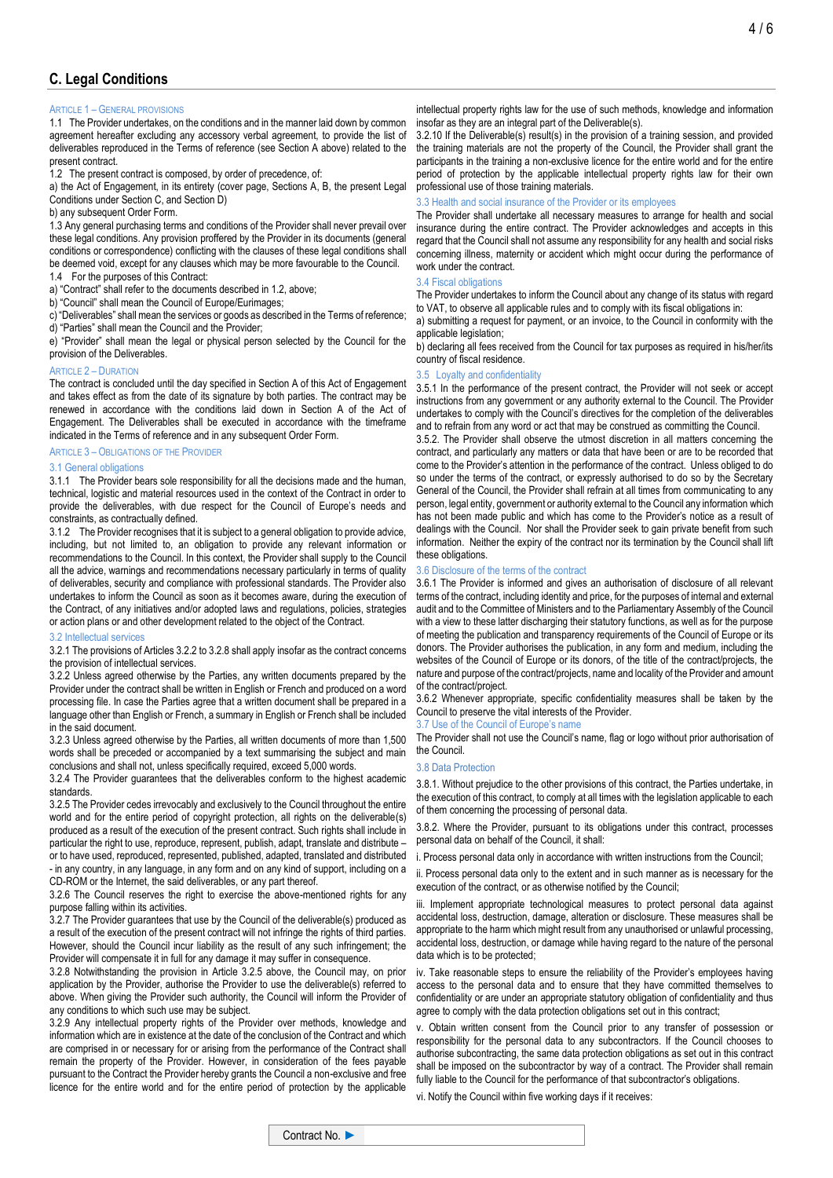## C. Legal Conditions

### ARTICLE 1 – GENERAL PROVISIONS

1.1 The Provider undertakes, on the conditions and in the manner laid down by common agreement hereafter excluding any accessory verbal agreement, to provide the list of deliverables reproduced in the Terms of reference (see Section A above) related to the present contract.

1.2 The present contract is composed, by order of precedence, of:

a) the Act of Engagement, in its entirety (cover page, Sections A, B, the present Legal Conditions under Section C, and Section D)

b) any subsequent Order Form.

1.3 Any general purchasing terms and conditions of the Provider shall never prevail over these legal conditions. Any provision proffered by the Provider in its documents (general conditions or correspondence) conflicting with the clauses of these legal conditions shall be deemed void, except for any clauses which may be more favourable to the Council.

1.4 For the purposes of this Contract:

a) "Contract" shall refer to the documents described in 1.2, above;

b) "Council" shall mean the Council of Europe/Eurimages;

c) "Deliverables" shall mean the services or goods as described in the Terms of reference;

d) "Parties" shall mean the Council and the Provider;

e) "Provider" shall mean the legal or physical person selected by the Council for the provision of the Deliverables.

### ARTICLE 2 – DURATION

The contract is concluded until the day specified in Section A of this Act of Engagement and takes effect as from the date of its signature by both parties. The contract may be renewed in accordance with the conditions laid down in Section A of the Act of Engagement. The Deliverables shall be executed in accordance with the timeframe indicated in the Terms of reference and in any subsequent Order Form.

### ARTICLE 3 – OBLIGATIONS OF THE PROVIDER

#### 3.1 General obligations

3.1.1 The Provider bears sole responsibility for all the decisions made and the human, technical, logistic and material resources used in the context of the Contract in order to provide the deliverables, with due respect for the Council of Europe's needs and constraints, as contractually defined.

3.1.2 The Provider recognises that it is subject to a general obligation to provide advice, including, but not limited to, an obligation to provide any relevant information or recommendations to the Council. In this context, the Provider shall supply to the Council all the advice, warnings and recommendations necessary particularly in terms of quality of deliverables, security and compliance with professional standards. The Provider also undertakes to inform the Council as soon as it becomes aware, during the execution of the Contract, of any initiatives and/or adopted laws and regulations, policies, strategies or action plans or any other development related to the object of the Contract.

#### 3.2 Intellectual services

3.2.1 The provisions of Articles 3.2.2 to 3.2.8 shall apply insofar as the contract concerns the provision of intellectual services.

3.2.2 Unless agreed otherwise by the Parties, any written documents prepared by the Provider under the contract shall be written in English or French and produced on a word processing file. In case the Parties agree that a written document shall be prepared in a language other than English or French, a summary in English or French shall be included in the said document.

3.2.3 Unless agreed otherwise by the Parties, all written documents of more than 1,500 words shall be preceded or accompanied by a text summarising the subject and main conclusions and shall not, unless specifically required, exceed 5,000 words.

3.2.4 The Provider guarantees that the deliverables conform to the highest academic standards.

3.2.5 The Provider cedes irrevocably and exclusively to the Council throughout the entire world and for the entire period of copyright protection, all rights on the deliverable(s) produced as a result of the execution of the present contract. Such rights shall include in particular the right to use, reproduce, represent, publish, adapt, translate and distribute – or to have used, reproduced, represented, published, adapted, translated and distributed - in any country, in any language, in any form and on any kind of support, including on a CD-ROM or the Internet, the said deliverables, or any part thereof.

3.2.6 The Council reserves the right to exercise the above-mentioned rights for any purpose falling within its activities.

3.2.7 The Provider guarantees that use by the Council of the deliverable(s) produced as a result of the execution of the present contract will not infringe the rights of third parties. However, should the Council incur liability as the result of any such infringement; the Provider will compensate it in full for any damage it may suffer in consequence.

3.2.8 Notwithstanding the provision in Article 3.2.5 above, the Council may, on prior application by the Provider, authorise the Provider to use the deliverable(s) referred to above. When giving the Provider such authority, the Council will inform the Provider of any conditions to which such use may be subject.

3.2.9 Any intellectual property rights of the Provider over methods, knowledge and information which are in existence at the date of the conclusion of the Contract and which are comprised in or necessary for or arising from the performance of the Contract shall remain the property of the Provider. However, in consideration of the fees payable pursuant to the Contract the Provider hereby grants the Council a non-exclusive and free licence for the entire world and for the entire period of protection by the applicable intellectual property rights law for the use of such methods, knowledge and information insofar as they are an integral part of the Deliverable(s).

3.2.10 If the Deliverable(s) result(s) in the provision of a training session, and provided the training materials are not the property of the Council, the Provider shall grant the participants in the training a non-exclusive licence for the entire world and for the entire period of protection by the applicable intellectual property rights law for their own professional use of those training materials.

#### 3.3 Health and social insurance of the Provider or its employees

The Provider shall undertake all necessary measures to arrange for health and social insurance during the entire contract. The Provider acknowledges and accepts in this regard that the Council shall not assume any responsibility for any health and social risks concerning illness, maternity or accident which might occur during the performance of work under the contract.

#### 3.4 Fiscal obligations

The Provider undertakes to inform the Council about any change of its status with regard to VAT, to observe all applicable rules and to comply with its fiscal obligations in:

a) submitting a request for payment, or an invoice, to the Council in conformity with the applicable legislation;

b) declaring all fees received from the Council for tax purposes as required in his/her/its country of fiscal residence.

#### 3.5 Loyalty and confidentiality

3.5.1 In the performance of the present contract, the Provider will not seek or accept instructions from any government or any authority external to the Council. The Provider undertakes to comply with the Council's directives for the completion of the deliverables and to refrain from any word or act that may be construed as committing the Council.

3.5.2. The Provider shall observe the utmost discretion in all matters concerning the contract, and particularly any matters or data that have been or are to be recorded that come to the Provider's attention in the performance of the contract. Unless obliged to do so under the terms of the contract, or expressly authorised to do so by the Secretary General of the Council, the Provider shall at all times refrain from communicating to any person, legal entity, government or authority external to the Council any information which has not been made public and which has come to the Provider's notice as a result of dealings with the Council. Nor shall the Provider seek to gain private benefit from such information. Neither the expiry of the contract nor its termination by the Council shall lift these obligations.

#### 3.6 Disclosure of the terms of the contract

3.6.1 The Provider is informed and gives an authorisation of disclosure of all relevant terms of the contract, including identity and price, for the purposes of internal and external audit and to the Committee of Ministers and to the Parliamentary Assembly of the Council with a view to these latter discharging their statutory functions, as well as for the purpose of meeting the publication and transparency requirements of the Council of Europe or its donors. The Provider authorises the publication, in any form and medium, including the websites of the Council of Europe or its donors, of the title of the contract/projects, the nature and purpose of the contract/projects, name and locality of the Provider and amount of the contract/project.

3.6.2 Whenever appropriate, specific confidentiality measures shall be taken by the Council to preserve the vital interests of the Provider.

#### 3.7 Use of the Council of Europe's name

The Provider shall not use the Council's name, flag or logo without prior authorisation of the Council.

#### 3.8 Data Protection

3.8.1. Without prejudice to the other provisions of this contract, the Parties undertake, in the execution of this contract, to comply at all times with the legislation applicable to each of them concerning the processing of personal data.

3.8.2. Where the Provider, pursuant to its obligations under this contract, processes personal data on behalf of the Council, it shall:

i. Process personal data only in accordance with written instructions from the Council;

ii. Process personal data only to the extent and in such manner as is necessary for the execution of the contract, or as otherwise notified by the Council;

iii. Implement appropriate technological measures to protect personal data against accidental loss, destruction, damage, alteration or disclosure. These measures shall be appropriate to the harm which might result from any unauthorised or unlawful processing, accidental loss, destruction, or damage while having regard to the nature of the personal data which is to be protected;

iv. Take reasonable steps to ensure the reliability of the Provider's employees having access to the personal data and to ensure that they have committed themselves to confidentiality or are under an appropriate statutory obligation of confidentiality and thus agree to comply with the data protection obligations set out in this contract;

v. Obtain written consent from the Council prior to any transfer of possession or responsibility for the personal data to any subcontractors. If the Council chooses to authorise subcontracting, the same data protection obligations as set out in this contract shall be imposed on the subcontractor by way of a contract. The Provider shall remain fully liable to the Council for the performance of that subcontractor's obligations.

vi. Notify the Council within five working days if it receives:

Contract No. ►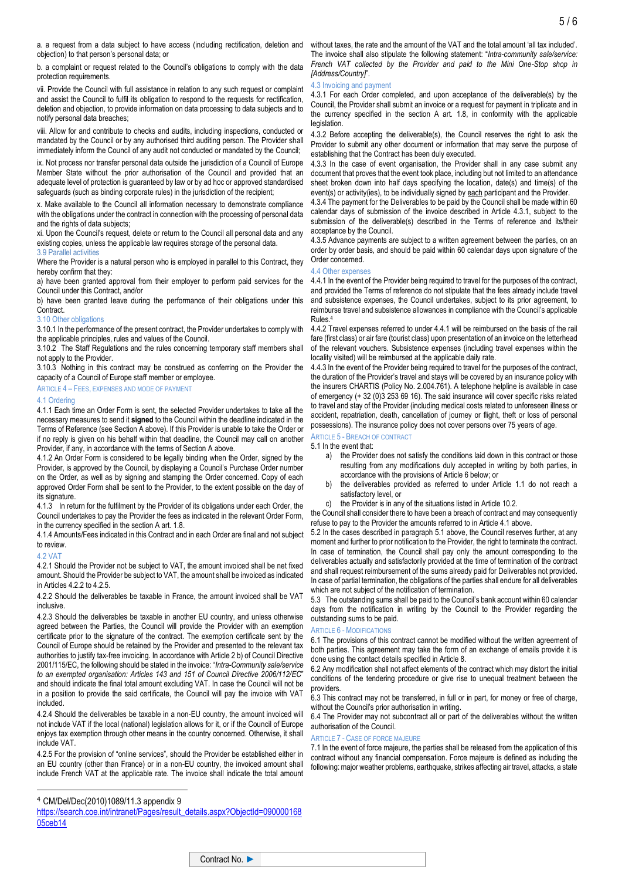a. a request from a data subject to have access (including rectification, deletion and objection) to that person's personal data; or

b. a complaint or request related to the Council's obligations to comply with the data protection requirements.

vii. Provide the Council with full assistance in relation to any such request or complaint and assist the Council to fulfil its obligation to respond to the requests for rectification, deletion and objection, to provide information on data processing to data subjects and to notify personal data breaches;

viii. Allow for and contribute to checks and audits, including inspections, conducted or mandated by the Council or by any authorised third auditing person. The Provider shall immediately inform the Council of any audit not conducted or mandated by the Council;

ix. Not process nor transfer personal data outside the jurisdiction of a Council of Europe Member State without the prior authorisation of the Council and provided that an adequate level of protection is guaranteed by law or by ad hoc or approved standardised safeguards (such as binding corporate rules) in the jurisdiction of the recipient;

x. Make available to the Council all information necessary to demonstrate compliance with the obligations under the contract in connection with the processing of personal data and the rights of data subjects;

xi. Upon the Council's request, delete or return to the Council all personal data and any existing copies, unless the applicable law requires storage of the personal data.

### 3.9 Parallel activities

Where the Provider is a natural person who is employed in parallel to this Contract, they hereby confirm that they:

a) have been granted approval from their employer to perform paid services for the Council under this Contract, and/or

b) have been granted leave during the performance of their obligations under this Contract.

### 3.10 Other obligations

3.10.1 In the performance of the present contract, the Provider undertakes to comply with the applicable principles, rules and values of the Council.

3.10.2 The Staff Regulations and the rules concerning temporary staff members shall not apply to the Provider.

3.10.3 Nothing in this contract may be construed as conferring on the Provider the capacity of a Council of Europe staff member or employee.

## Article 4 – Fees, expenses and mode of payment

### 4.1 Ordering

4.1.1 Each time an Order Form is sent, the selected Provider undertakes to take all the necessary measures to send it **signed** to the Council within the deadline indicated in the Terms of Reference (see Section A above). If this Provider is unable to take the Order or if no reply is given on his behalf within that deadline, the Council may call on another Provider, if any, in accordance with the terms of Section A above.

4.1.2 An Order Form is considered to be legally binding when the Order, signed by the Provider, is approved by the Council, by displaying a Council's Purchase Order number on the Order, as well as by signing and stamping the Order concerned. Copy of each approved Order Form shall be sent to the Provider, to the extent possible on the day of its signature.

4.1.3 In return for the fulfilment by the Provider of its obligations under each Order, the Council undertakes to pay the Provider the fees as indicated in the relevant Order Form, in the currency specified in the section A art. 1.8.

4.1.4 Amounts/Fees indicated in this Contract and in each Order are final and not subject to review.

### 4.2 VAT

4.2.1 Should the Provider not be subject to VAT, the amount invoiced shall be net fixed amount. Should the Provider be subject to VAT, the amount shall be invoiced as indicated in Articles 4.2.2 to 4.2.5.

4.2.2 Should the deliverables be taxable in France, the amount invoiced shall be VAT inclusive.

4.2.3 Should the deliverables be taxable in another EU country, and unless otherwise agreed between the Parties, the Council will provide the Provider with an exemption certificate prior to the signature of the contract. The exemption certificate sent by the Council of Europe should be retained by the Provider and presented to the relevant tax authorities to justify tax-free invoicing. In accordance with Article 2 b) of Council Directive 2001/115/EC, the following should be stated in the invoice: "*Intra-Community sale/service to an exempted organisation: Articles 143 and 151 of Council Directive 2006/112/EC*" and should indicate the final total amount excluding VAT. In case the Council will not be in a position to provide the said certificate, the Council will pay the invoice with VAT included.

4.2.4 Should the deliverables be taxable in a non-EU country, the amount invoiced will not include VAT if the local (national) legislation allows for it, or if the Council of Europe enjoys tax exemption through other means in the country concerned. Otherwise, it shall include VAT.

4.2.5 For the provision of "online services", should the Provider be established either in an EU country (other than France) or in a non-EU country, the invoiced amount shall include French VAT at the applicable rate. The invoice shall indicate the total amount without taxes, the rate and the amount of the VAT and the total amount 'all tax included'. The invoice shall also stipulate the following statement: "*Intra-community sale/service: French VAT collected by the Provider and paid to the Mini One-Stop shop in [Address/Country]*".

### 4.3 Invoicing and payment

4.3.1 For each Order completed, and upon acceptance of the deliverable(s) by the Council, the Provider shall submit an invoice or a request for payment in triplicate and in the currency specified in the section A art. 1.8, in conformity with the applicable legislation.

4.3.2 Before accepting the deliverable(s), the Council reserves the right to ask the Provider to submit any other document or information that may serve the purpose of establishing that the Contract has been duly executed.

4.3.3 In the case of event organisation, the Provider shall in any case submit any document that proves that the event took place, including but not limited to an attendance sheet broken down into half days specifying the location, date(s) and time(s) of the event(s) or activity(ies), to be individually signed by each participant and the Provider.

4.3.4 The payment for the Deliverables to be paid by the Council shall be made within 60 calendar days of submission of the invoice described in Article 4.3.1, subject to the submission of the deliverable(s) described in the Terms of reference and its/their acceptance by the Council.

4.3.5 Advance payments are subject to a written agreement between the parties, on an order by order basis, and should be paid within 60 calendar days upon signature of the Order concerned.

### 4.4 Other expenses

4.4.1 In the event of the Provider being required to travel for the purposes of the contract, and provided the Terms of reference do not stipulate that the fees already include travel and subsistence expenses, the Council undertakes, subject to its prior agreement, to reimburse travel and subsistence allowances in compliance with the Council's applicable Rules.[4]

4.4.2 Travel expenses referred to under 4.4.1 will be reimbursed on the basis of the rail fare (first class) or air fare (tourist class) upon presentation of an invoice on the letterhead of the relevant vouchers. Subsistence expenses (including travel expenses within the locality visited) will be reimbursed at the applicable daily rate.

4.4.3 In the event of the Provider being required to travel for the purposes of the contract, the duration of the Provider's travel and stays will be covered by an insurance policy with the insurers CHARTIS (Policy No. 2.004.761). A telephone helpline is available in case of emergency (+ 32 (0)3 253 69 16). The said insurance will cover specific risks related to travel and stay of the Provider (including medical costs related to unforeseen illness or accident, repatriation, death, cancellation of journey or flight, theft or loss of personal possessions). The insurance policy does not cover persons over 75 years of age.

## Article 5 - Breach of contract

5.1 In the event that:

a) the Provider does not satisfy the conditions laid down in this contract or those resulting from any modifications duly accepted in writing by both parties, in accordance with the provisions of Article 6 below; or

b) the deliverables provided as referred to under Article 1.1 do not reach a satisfactory level, or

c) the Provider is in any of the situations listed in Article 10.2.

the Council shall consider there to have been a breach of contract and may consequently refuse to pay to the Provider the amounts referred to in Article 4.1 above.

5.2 In the cases described in paragraph 5.1 above, the Council reserves further, at any moment and further to prior notification to the Provider, the right to terminate the contract. In case of termination, the Council shall pay only the amount corresponding to the deliverables actually and satisfactorily provided at the time of termination of the contract and shall request reimbursement of the sums already paid for Deliverables not provided. In case of partial termination, the obligations of the parties shall endure for all deliverables which are not subject of the notification of termination.

5.3 The outstanding sums shall be paid to the Council's bank account within 60 calendar days from the notification in writing by the Council to the Provider regarding the outstanding sums to be paid.

## Article 6 - Modifications

6.1 The provisions of this contract cannot be modified without the written agreement of both parties. This agreement may take the form of an exchange of emails provide it is done using the contact details specified in Article 8.

6.2 Any modification shall not affect elements of the contract which may distort the initial conditions of the tendering procedure or give rise to unequal treatment between the providers.

6.3 This contract may not be transferred, in full or in part, for money or free of charge, without the Council's prior authorisation in writing.

6.4 The Provider may not subcontract all or part of the deliverables without the written authorisation of the Council.

## Article 7 - Case of force majeure

7.1 In the event of force majeure, the parties shall be released from the application of this contract without any financial compensation. Force majeure is defined as including the following: major weather problems, earthquake, strikes affecting air travel, attacks, a state

---

[4] CM/Del/Dec(2010)1089/11.3 appendix 9
https://search.coe.int/intranet/Pages/result_details.aspx?ObjectId=09000016805ceb14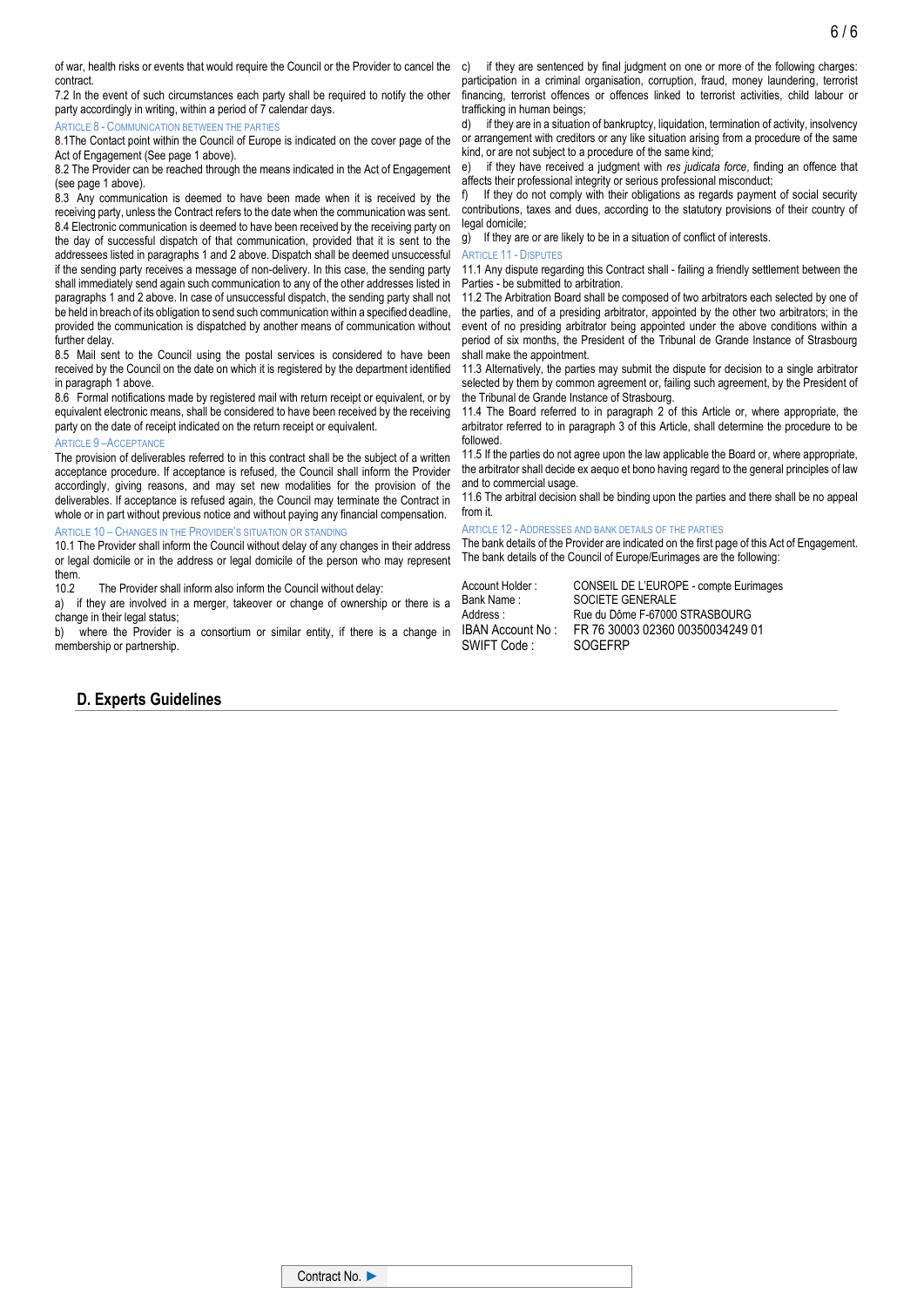of war, health risks or events that would require the Council or the Provider to cancel the contract.

7.2 In the event of such circumstances each party shall be required to notify the other party accordingly in writing, within a period of 7 calendar days.

### Article 8 - Communication between the parties

8.1The Contact point within the Council of Europe is indicated on the cover page of the Act of Engagement (See page 1 above).

8.2 The Provider can be reached through the means indicated in the Act of Engagement (see page 1 above).

8.3 Any communication is deemed to have been made when it is received by the receiving party, unless the Contract refers to the date when the communication was sent.

8.4 Electronic communication is deemed to have been received by the receiving party on the day of successful dispatch of that communication, provided that it is sent to the addressees listed in paragraphs 1 and 2 above. Dispatch shall be deemed unsuccessful if the sending party receives a message of non-delivery. In this case, the sending party shall immediately send again such communication to any of the other addresses listed in paragraphs 1 and 2 above. In case of unsuccessful dispatch, the sending party shall not be held in breach of its obligation to send such communication within a specified deadline, provided the communication is dispatched by another means of communication without further delay.

8.5 Mail sent to the Council using the postal services is considered to have been received by the Council on the date on which it is registered by the department identified in paragraph 1 above.

8.6 Formal notifications made by registered mail with return receipt or equivalent, or by equivalent electronic means, shall be considered to have been received by the receiving party on the date of receipt indicated on the return receipt or equivalent.

### Article 9 –Acceptance

The provision of deliverables referred to in this contract shall be the subject of a written acceptance procedure. If acceptance is refused, the Council shall inform the Provider accordingly, giving reasons, and may set new modalities for the provision of the deliverables. If acceptance is refused again, the Council may terminate the Contract in whole or in part without previous notice and without paying any financial compensation.

### Article 10 – Changes in the Provider's situation or standing

10.1 The Provider shall inform the Council without delay of any changes in their address or legal domicile or in the address or legal domicile of the person who may represent them.

10.2 The Provider shall inform also inform the Council without delay:

a) if they are involved in a merger, takeover or change of ownership or there is a change in their legal status;

b) where the Provider is a consortium or similar entity, if there is a change in membership or partnership.

c) if they are sentenced by final judgment on one or more of the following charges: participation in a criminal organisation, corruption, fraud, money laundering, terrorist financing, terrorist offences or offences linked to terrorist activities, child labour or trafficking in human beings;

d) if they are in a situation of bankruptcy, liquidation, termination of activity, insolvency or arrangement with creditors or any like situation arising from a procedure of the same kind, or are not subject to a procedure of the same kind;

e) if they have received a judgment with *res judicata force*, finding an offence that affects their professional integrity or serious professional misconduct;

f) If they do not comply with their obligations as regards payment of social security contributions, taxes and dues, according to the statutory provisions of their country of legal domicile;

g) If they are or are likely to be in a situation of conflict of interests.

### Article 11 - Disputes

11.1 Any dispute regarding this Contract shall - failing a friendly settlement between the Parties - be submitted to arbitration.

11.2 The Arbitration Board shall be composed of two arbitrators each selected by one of the parties, and of a presiding arbitrator, appointed by the other two arbitrators; in the event of no presiding arbitrator being appointed under the above conditions within a period of six months, the President of the Tribunal de Grande Instance of Strasbourg shall make the appointment.

11.3 Alternatively, the parties may submit the dispute for decision to a single arbitrator selected by them by common agreement or, failing such agreement, by the President of the Tribunal de Grande Instance of Strasbourg.

11.4 The Board referred to in paragraph 2 of this Article or, where appropriate, the arbitrator referred to in paragraph 3 of this Article, shall determine the procedure to be followed.

11.5 If the parties do not agree upon the law applicable the Board or, where appropriate, the arbitrator shall decide ex aequo et bono having regard to the general principles of law and to commercial usage.

11.6 The arbitral decision shall be binding upon the parties and there shall be no appeal from it.

### Article 12 - Addresses and bank details of the parties

The bank details of the Provider are indicated on the first page of this Act of Engagement. The bank details of the Council of Europe/Eurimages are the following:

| | |
|---|---|
| Account Holder : | CONSEIL DE L'EUROPE - compte Eurimages |
| Bank Name : | SOCIETE GENERALE |
| Address : | Rue du Dôme F-67000 STRASBOURG |
| IBAN Account No : | FR 76 30003 02360 00350034249 01 |
| SWIFT Code : | SOGEFRP |

## D. Experts Guidelines

Contract No. ►